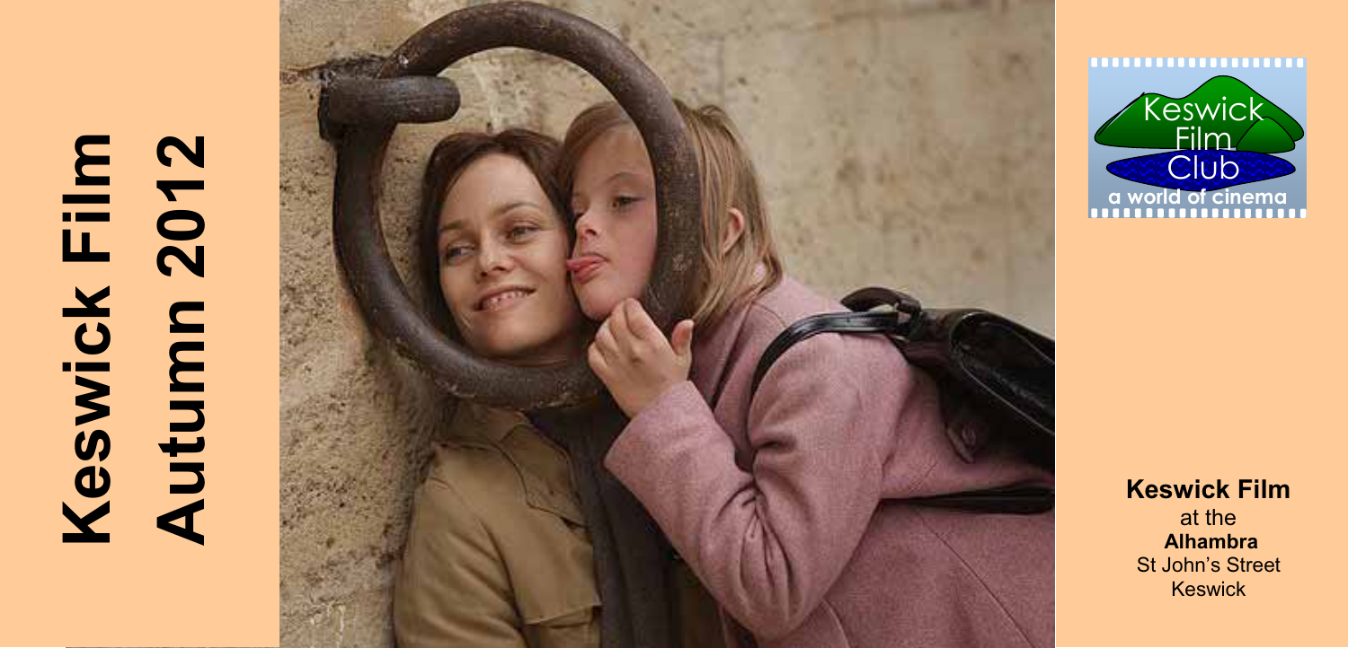# Keswick Film
# Autumn 2012

Keswick Film Club
a world of cinema

**Keswick Film**
at the
**Alhambra**
St John's Street
Keswick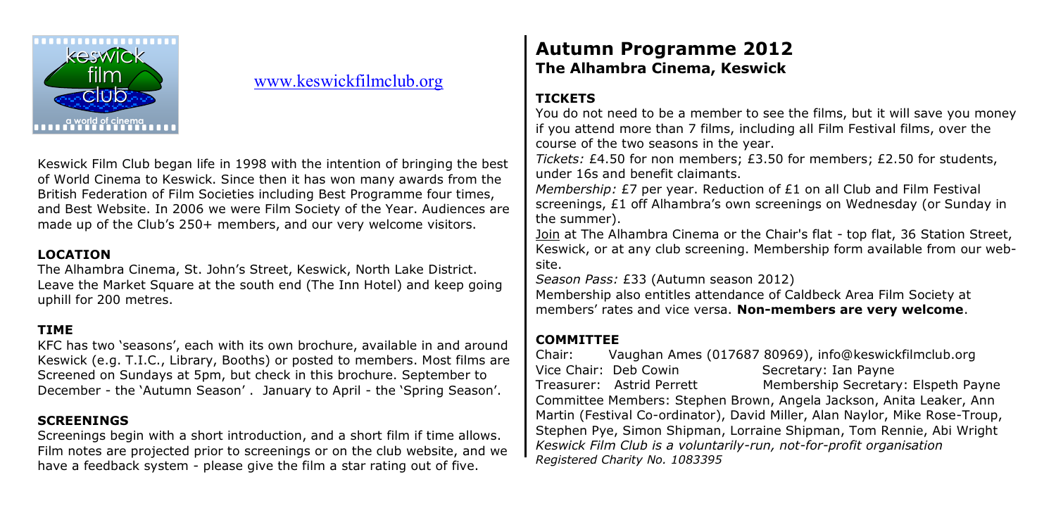www.keswickfilmclub.org

Keswick Film Club began life in 1998 with the intention of bringing the best of World Cinema to Keswick. Since then it has won many awards from the British Federation of Film Societies including Best Programme four times, and Best Website. In 2006 we were Film Society of the Year. Audiences are made up of the Club's 250+ members, and our very welcome visitors.

### LOCATION

The Alhambra Cinema, St. John's Street, Keswick, North Lake District. Leave the Market Square at the south end (The Inn Hotel) and keep going uphill for 200 metres.

### TIME

KFC has two 'seasons', each with its own brochure, available in and around Keswick (e.g. T.I.C., Library, Booths) or posted to members. Most films are Screened on Sundays at 5pm, but check in this brochure. September to December - the 'Autumn Season'. January to April - the 'Spring Season'.

### SCREENINGS

Screenings begin with a short introduction, and a short film if time allows. Film notes are projected prior to screenings or on the club website, and we have a feedback system - please give the film a star rating out of five.

## Autumn Programme 2012
## The Alhambra Cinema, Keswick

### TICKETS

You do not need to be a member to see the films, but it will save you money if you attend more than 7 films, including all Film Festival films, over the course of the two seasons in the year.

*Tickets:* £4.50 for non members; £3.50 for members; £2.50 for students, under 16s and benefit claimants.

*Membership:* £7 per year. Reduction of £1 on all Club and Film Festival screenings, £1 off Alhambra's own screenings on Wednesday (or Sunday in the summer).

Join at The Alhambra Cinema or the Chair's flat - top flat, 36 Station Street, Keswick, or at any club screening. Membership form available from our website.

*Season Pass:* £33 (Autumn season 2012)

Membership also entitles attendance of Caldbeck Area Film Society at members' rates and vice versa. **Non-members are very welcome**.

### COMMITTEE

Chair: Vaughan Ames (017687 80969), info@keswickfilmclub.org
Vice Chair: Deb Cowin   Secretary: Ian Payne
Treasurer: Astrid Perrett   Membership Secretary: Elspeth Payne
Committee Members: Stephen Brown, Angela Jackson, Anita Leaker, Ann Martin (Festival Co-ordinator), David Miller, Alan Naylor, Mike Rose-Troup, Stephen Pye, Simon Shipman, Lorraine Shipman, Tom Rennie, Abi Wright

*Keswick Film Club is a voluntarily-run, not-for-profit organisation*
*Registered Charity No. 1083395*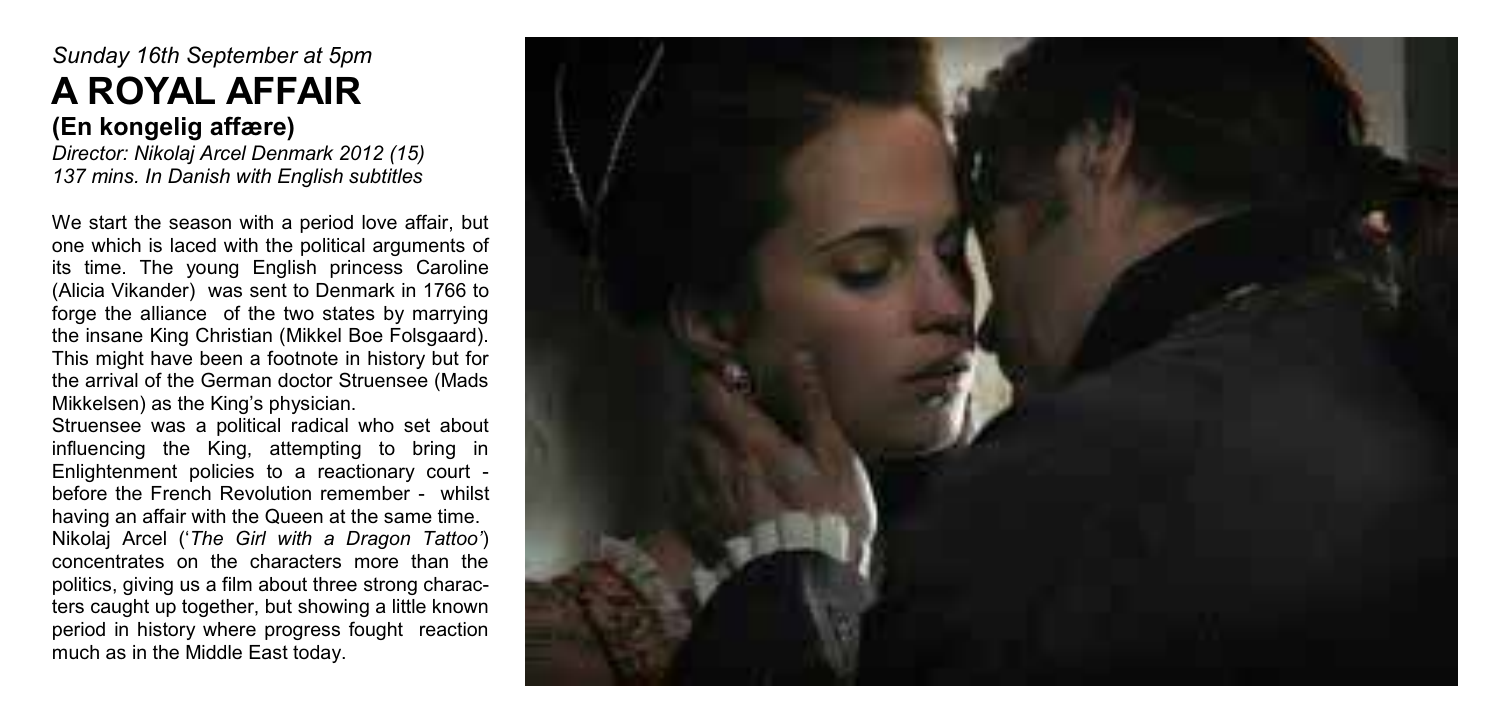*Sunday 16th September at 5pm*

# A ROYAL AFFAIR

### (En kongelig affære)

*Director: Nikolaj Arcel Denmark 2012 (15)*
*137 mins. In Danish with English subtitles*

We start the season with a period love affair, but one which is laced with the political arguments of its time. The young English princess Caroline (Alicia Vikander) was sent to Denmark in 1766 to forge the alliance of the two states by marrying the insane King Christian (Mikkel Boe Folsgaard). This might have been a footnote in history but for the arrival of the German doctor Struensee (Mads Mikkelsen) as the King's physician.

Struensee was a political radical who set about influencing the King, attempting to bring in Enlightenment policies to a reactionary court - before the French Revolution remember - whilst having an affair with the Queen at the same time. Nikolaj Arcel ('*The Girl with a Dragon Tattoo*') concentrates on the characters more than the politics, giving us a film about three strong characters caught up together, but showing a little known period in history where progress fought reaction much as in the Middle East today.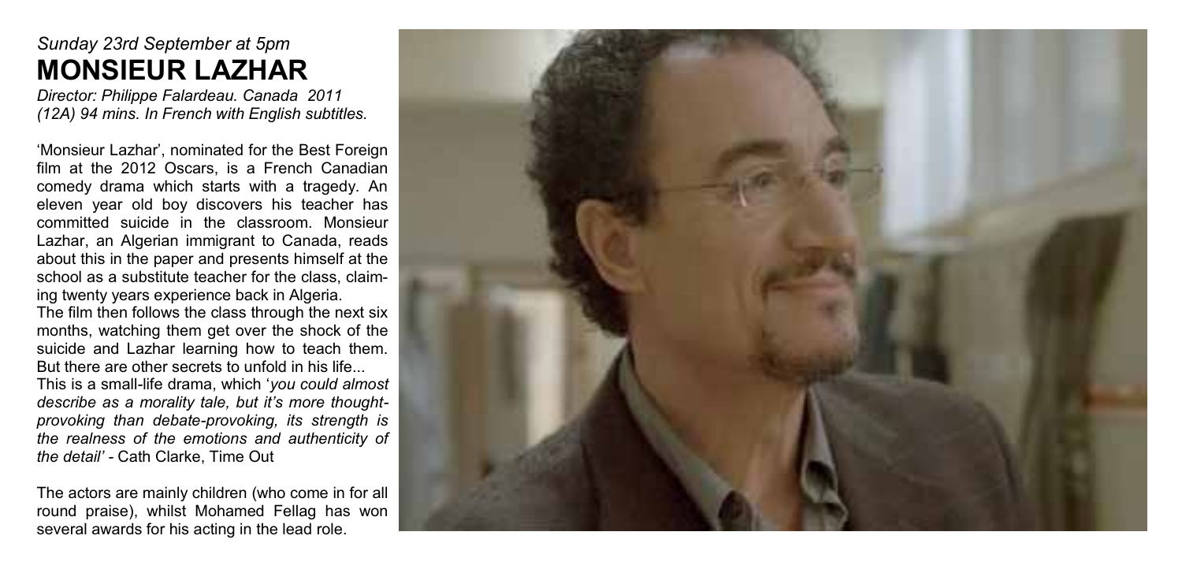*Sunday 23rd September at 5pm*

# MONSIEUR LAZHAR

*Director: Philippe Falardeau. Canada 2011*
*(12A) 94 mins. In French with English subtitles.*

'Monsieur Lazhar', nominated for the Best Foreign film at the 2012 Oscars, is a French Canadian comedy drama which starts with a tragedy. An eleven year old boy discovers his teacher has committed suicide in the classroom. Monsieur Lazhar, an Algerian immigrant to Canada, reads about this in the paper and presents himself at the school as a substitute teacher for the class, claiming twenty years experience back in Algeria.

The film then follows the class through the next six months, watching them get over the shock of the suicide and Lazhar learning how to teach them. But there are other secrets to unfold in his life...

This is a small-life drama, which '*you could almost describe as a morality tale, but it's more thought-provoking than debate-provoking, its strength is the realness of the emotions and authenticity of the detail'* - Cath Clarke, Time Out

The actors are mainly children (who come in for all round praise), whilst Mohamed Fellag has won several awards for his acting in the lead role.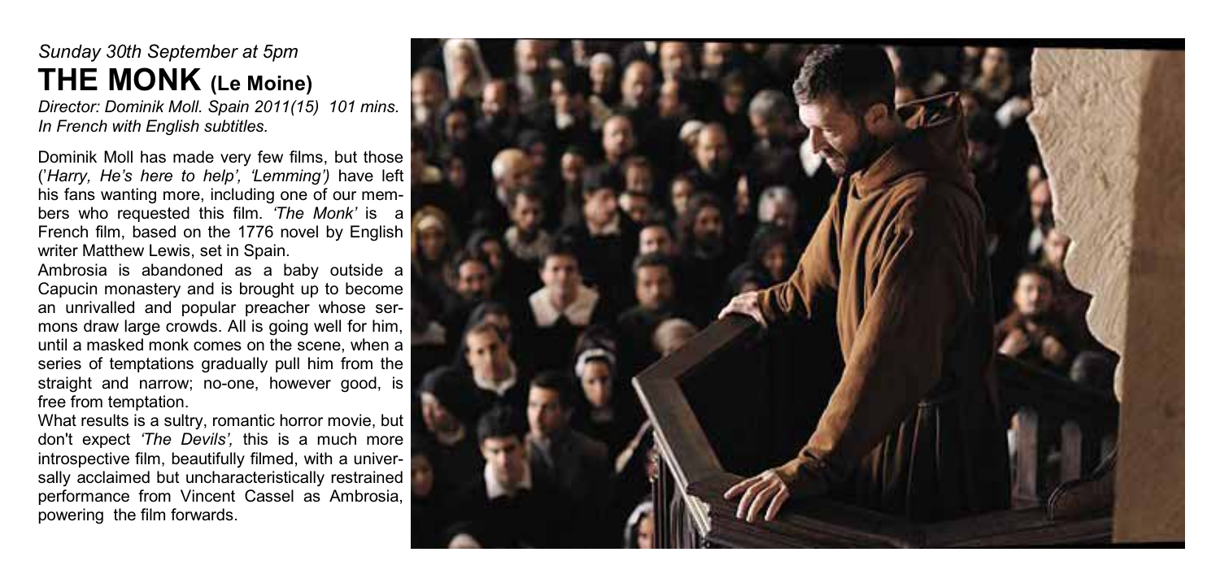*Sunday 30th September at 5pm*

# THE MONK (Le Moine)

*Director: Dominik Moll. Spain 2011(15) 101 mins. In French with English subtitles.*

Dominik Moll has made very few films, but those (*'Harry, He's here to help', 'Lemming')* have left his fans wanting more, including one of our members who requested this film. *'The Monk'* is a French film, based on the 1776 novel by English writer Matthew Lewis, set in Spain.

Ambrosia is abandoned as a baby outside a Capucin monastery and is brought up to become an unrivalled and popular preacher whose sermons draw large crowds. All is going well for him, until a masked monk comes on the scene, when a series of temptations gradually pull him from the straight and narrow; no-one, however good, is free from temptation.

What results is a sultry, romantic horror movie, but don't expect *'The Devils',* this is a much more introspective film, beautifully filmed, with a universally acclaimed but uncharacteristically restrained performance from Vincent Cassel as Ambrosia, powering the film forwards.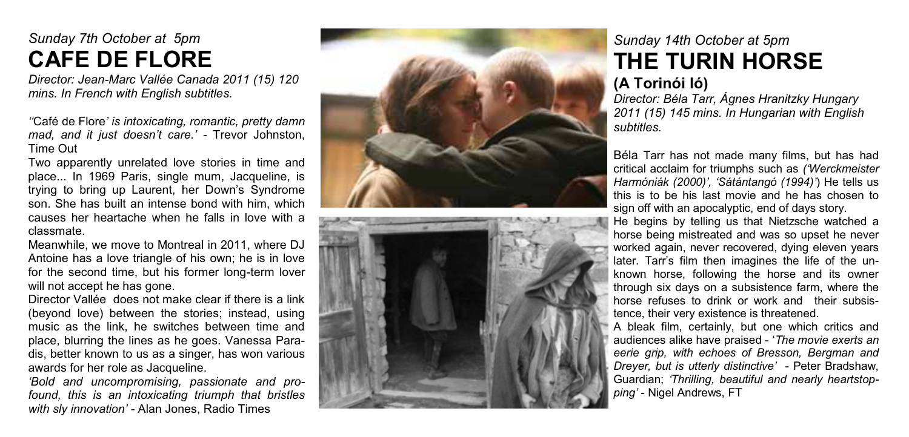*Sunday 7th October at 5pm*

## CAFE DE FLORE

*Director: Jean-Marc Vallée Canada 2011 (15) 120 mins. In French with English subtitles.*

*"*Café de Flore*' is intoxicating, romantic, pretty damn mad, and it just doesn't care.'* - Trevor Johnston, Time Out

Two apparently unrelated love stories in time and place... In 1969 Paris, single mum, Jacqueline, is trying to bring up Laurent, her Down's Syndrome son. She has built an intense bond with him, which causes her heartache when he falls in love with a classmate.

Meanwhile, we move to Montreal in 2011, where DJ Antoine has a love triangle of his own; he is in love for the second time, but his former long-term lover will not accept he has gone.

Director Vallée does not make clear if there is a link (beyond love) between the stories; instead, using music as the link, he switches between time and place, blurring the lines as he goes. Vanessa Paradis, better known to us as a singer, has won various awards for her role as Jacqueline.

*'Bold and uncompromising, passionate and profound, this is an intoxicating triumph that bristles with sly innovation'* - Alan Jones, Radio Times

*Sunday 14th October at 5pm*

## THE TURIN HORSE

### (A Torinói ló)

*Director: Béla Tarr, Ágnes Hranitzky Hungary 2011 (15) 145 mins. In Hungarian with English subtitles.*

Béla Tarr has not made many films, but has had critical acclaim for triumphs such as *('Werckmeister Harmóniák (2000)', 'Sátántangó (1994)'*) He tells us this is to be his last movie and he has chosen to sign off with an apocalyptic, end of days story.

He begins by telling us that Nietzsche watched a horse being mistreated and was so upset he never worked again, never recovered, dying eleven years later. Tarr's film then imagines the life of the unknown horse, following the horse and its owner through six days on a subsistence farm, where the horse refuses to drink or work and their subsistence, their very existence is threatened.

A bleak film, certainly, but one which critics and audiences alike have praised - '*The movie exerts an eerie grip, with echoes of Bresson, Bergman and Dreyer, but is utterly distinctive'* - Peter Bradshaw, Guardian; *'Thrilling, beautiful and nearly heartstopping'* - Nigel Andrews, FT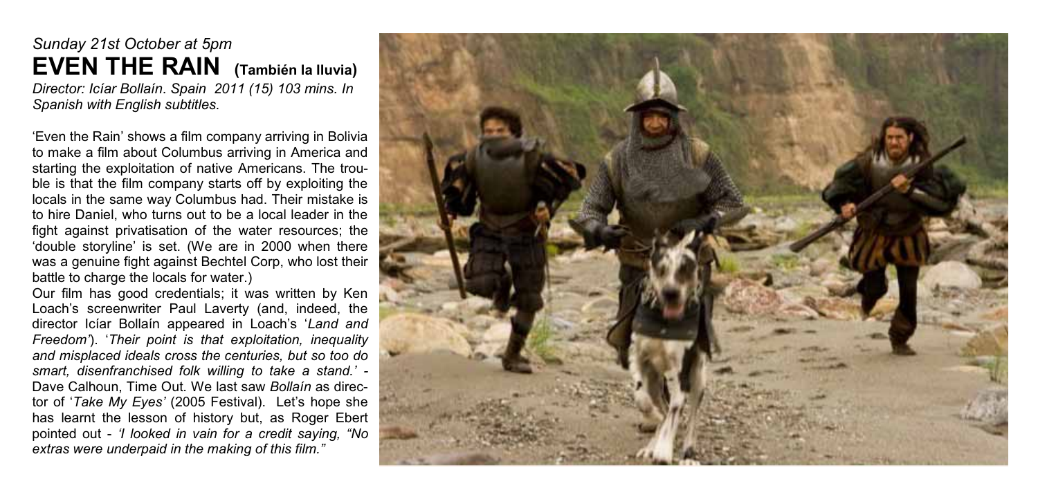*Sunday 21st October at 5pm*

# EVEN THE RAIN (También la lluvia)

*Director: Icíar Bollaín. Spain 2011 (15) 103 mins. In Spanish with English subtitles.*

'Even the Rain' shows a film company arriving in Bolivia to make a film about Columbus arriving in America and starting the exploitation of native Americans. The trouble is that the film company starts off by exploiting the locals in the same way Columbus had. Their mistake is to hire Daniel, who turns out to be a local leader in the fight against privatisation of the water resources; the 'double storyline' is set. (We are in 2000 when there was a genuine fight against Bechtel Corp, who lost their battle to charge the locals for water.)

Our film has good credentials; it was written by Ken Loach's screenwriter Paul Laverty (and, indeed, the director Icíar Bollaín appeared in Loach's '*Land and Freedom*'). '*Their point is that exploitation, inequality and misplaced ideals cross the centuries, but so too do smart, disenfranchised folk willing to take a stand.'* - Dave Calhoun, Time Out. We last saw *Bollaín* as director of '*Take My Eyes'* (2005 Festival). Let's hope she has learnt the lesson of history but, as Roger Ebert pointed out - *'I looked in vain for a credit saying, "No extras were underpaid in the making of this film."*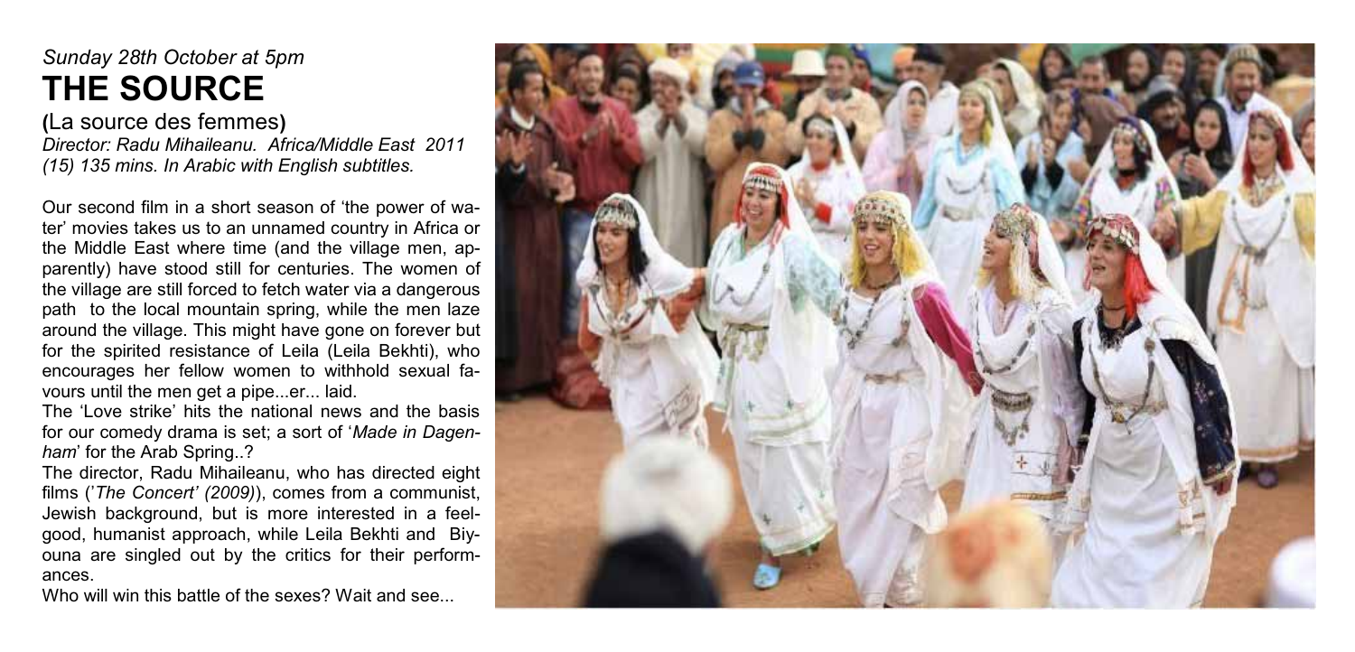*Sunday 28th October at 5pm*

# THE SOURCE

(La source des femmes)

*Director: Radu Mihaileanu. Africa/Middle East 2011 (15) 135 mins. In Arabic with English subtitles.*

Our second film in a short season of 'the power of water' movies takes us to an unnamed country in Africa or the Middle East where time (and the village men, apparently) have stood still for centuries. The women of the village are still forced to fetch water via a dangerous path to the local mountain spring, while the men laze around the village. This might have gone on forever but for the spirited resistance of Leila (Leila Bekhti), who encourages her fellow women to withhold sexual favours until the men get a pipe...er... laid.

The 'Love strike' hits the national news and the basis for our comedy drama is set; a sort of '*Made in Dagenham*' for the Arab Spring..?

The director, Radu Mihaileanu, who has directed eight films ('*The Concert' (2009)*), comes from a communist, Jewish background, but is more interested in a feel-good, humanist approach, while Leila Bekhti and Biyouna are singled out by the critics for their performances.

Who will win this battle of the sexes? Wait and see...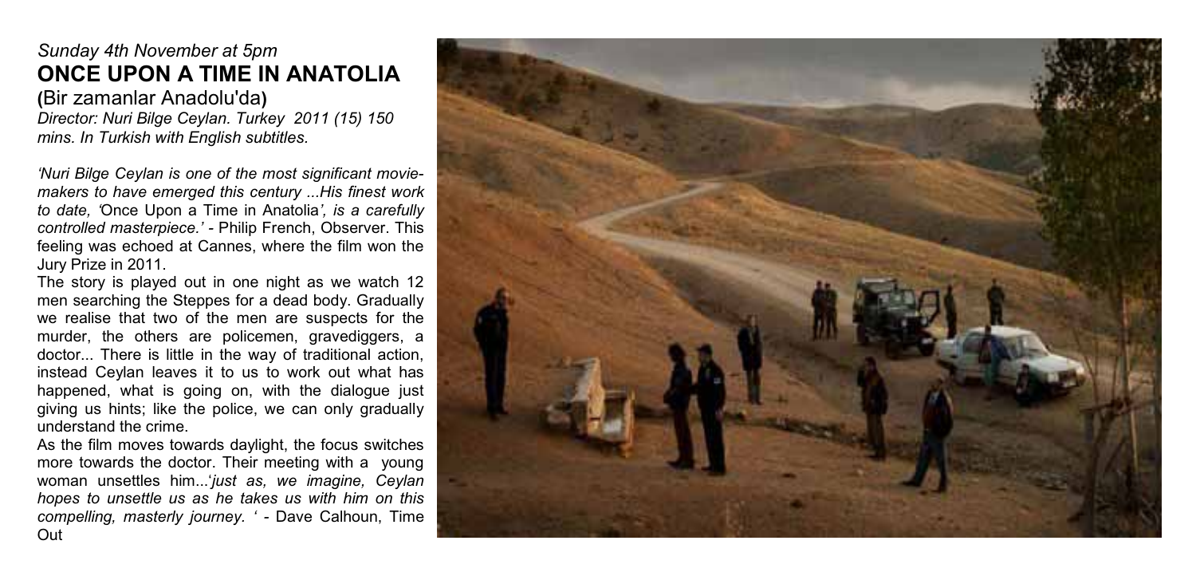*Sunday 4th November at 5pm*

## ONCE UPON A TIME IN ANATOLIA

**(**Bir zamanlar Anadolu'da**)**

*Director: Nuri Bilge Ceylan. Turkey 2011 (15) 150 mins. In Turkish with English subtitles.*

*'Nuri Bilge Ceylan is one of the most significant movie-makers to have emerged this century ...His finest work to date, '*Once Upon a Time in Anatolia*', is a carefully controlled masterpiece.'* - Philip French, Observer. This feeling was echoed at Cannes, where the film won the Jury Prize in 2011.

The story is played out in one night as we watch 12 men searching the Steppes for a dead body. Gradually we realise that two of the men are suspects for the murder, the others are policemen, gravediggers, a doctor... There is little in the way of traditional action, instead Ceylan leaves it to us to work out what has happened, what is going on, with the dialogue just giving us hints; like the police, we can only gradually understand the crime.

As the film moves towards daylight, the focus switches more towards the doctor. Their meeting with a young woman unsettles him...'*just as, we imagine, Ceylan hopes to unsettle us as he takes us with him on this compelling, masterly journey. '* - Dave Calhoun, Time Out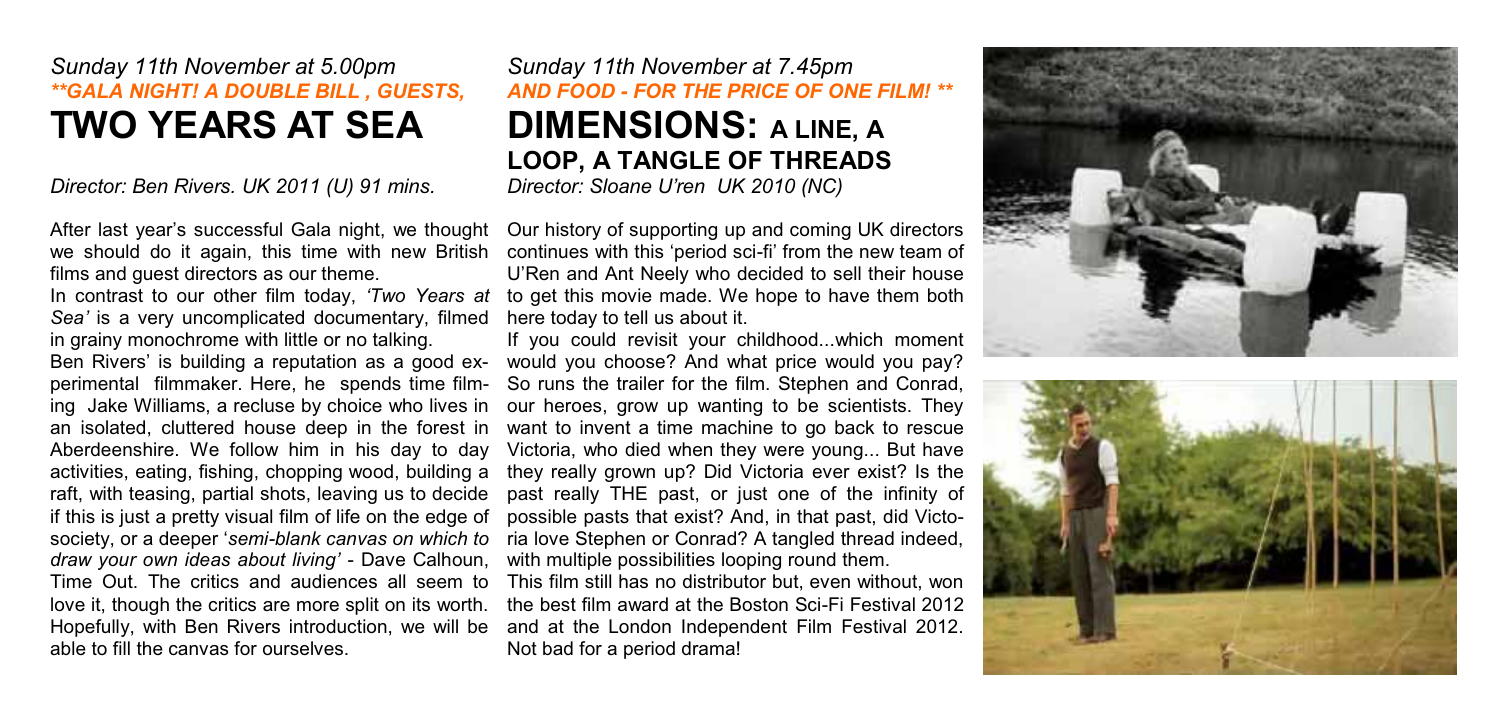*Sunday 11th November at 5.00pm*

***\*\*GALA NIGHT! A DOUBLE BILL , GUESTS,***

# TWO YEARS AT SEA

*Director: Ben Rivers. UK 2011 (U) 91 mins.*

After last year's successful Gala night, we thought we should do it again, this time with new British films and guest directors as our theme.

In contrast to our other film today, *'Two Years at Sea'* is a very uncomplicated documentary, filmed in grainy monochrome with little or no talking.

Ben Rivers' is building a reputation as a good experimental filmmaker. Here, he spends time filming Jake Williams, a recluse by choice who lives in an isolated, cluttered house deep in the forest in Aberdeenshire. We follow him in his day to day activities, eating, fishing, chopping wood, building a raft, with teasing, partial shots, leaving us to decide if this is just a pretty visual film of life on the edge of society, or a deeper '*semi-blank canvas on which to draw your own ideas about living'* - Dave Calhoun, Time Out. The critics and audiences all seem to love it, though the critics are more split on its worth. Hopefully, with Ben Rivers introduction, we will be able to fill the canvas for ourselves.

*Sunday 11th November at 7.45pm*

***AND FOOD - FOR THE PRICE OF ONE FILM! \*\****

# DIMENSIONS: A LINE, A LOOP, A TANGLE OF THREADS

*Director: Sloane U'ren UK 2010 (NC)*

Our history of supporting up and coming UK directors continues with this 'period sci-fi' from the new team of U'Ren and Ant Neely who decided to sell their house to get this movie made. We hope to have them both here today to tell us about it.

If you could revisit your childhood...which moment would you choose? And what price would you pay? So runs the trailer for the film. Stephen and Conrad, our heroes, grow up wanting to be scientists. They want to invent a time machine to go back to rescue Victoria, who died when they were young... But have they really grown up? Did Victoria ever exist? Is the past really THE past, or just one of the infinity of possible pasts that exist? And, in that past, did Victoria love Stephen or Conrad? A tangled thread indeed, with multiple possibilities looping round them.

This film still has no distributor but, even without, won the best film award at the Boston Sci-Fi Festival 2012 and at the London Independent Film Festival 2012. Not bad for a period drama!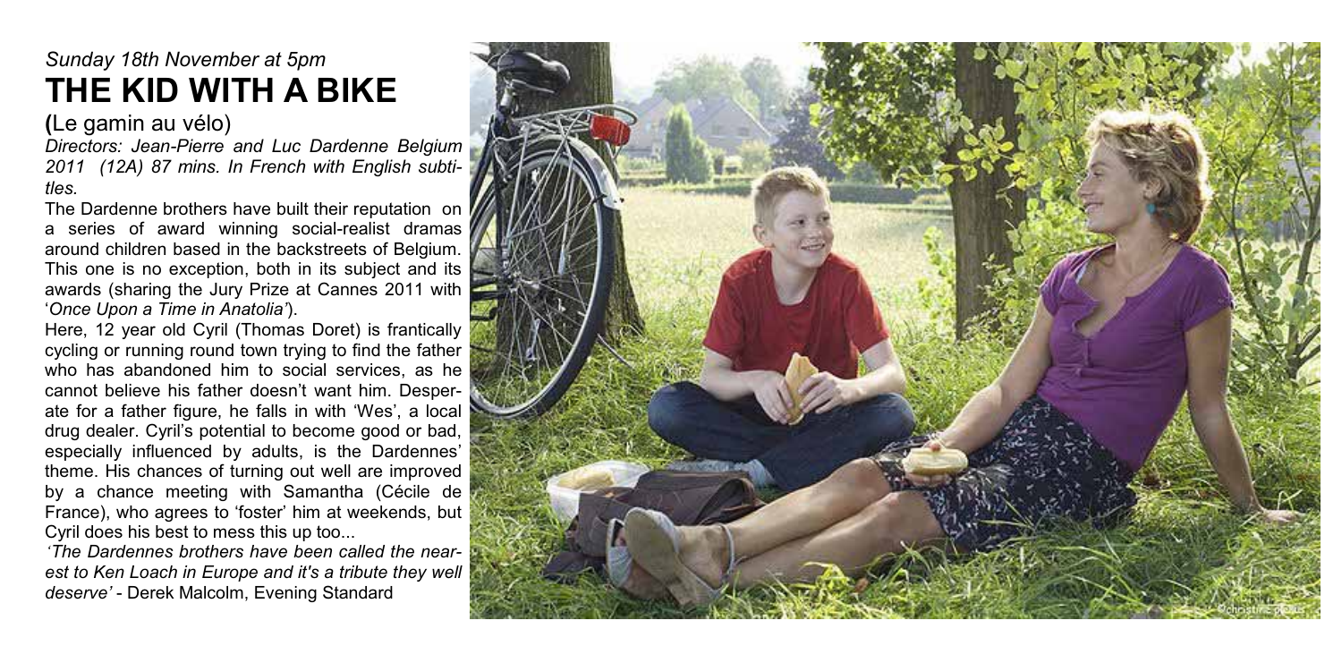*Sunday 18th November at 5pm*

# THE KID WITH A BIKE

**(**Le gamin au vélo)

*Directors: Jean-Pierre and Luc Dardenne Belgium 2011 (12A) 87 mins. In French with English subtitles.*

The Dardenne brothers have built their reputation on a series of award winning social-realist dramas around children based in the backstreets of Belgium. This one is no exception, both in its subject and its awards (sharing the Jury Prize at Cannes 2011 with '*Once Upon a Time in Anatolia'*).

Here, 12 year old Cyril (Thomas Doret) is frantically cycling or running round town trying to find the father who has abandoned him to social services, as he cannot believe his father doesn't want him. Desperate for a father figure, he falls in with 'Wes', a local drug dealer. Cyril's potential to become good or bad, especially influenced by adults, is the Dardennes' theme. His chances of turning out well are improved by a chance meeting with Samantha (Cécile de France), who agrees to 'foster' him at weekends, but Cyril does his best to mess this up too...

*'The Dardennes brothers have been called the nearest to Ken Loach in Europe and it's a tribute they well deserve'* - Derek Malcolm, Evening Standard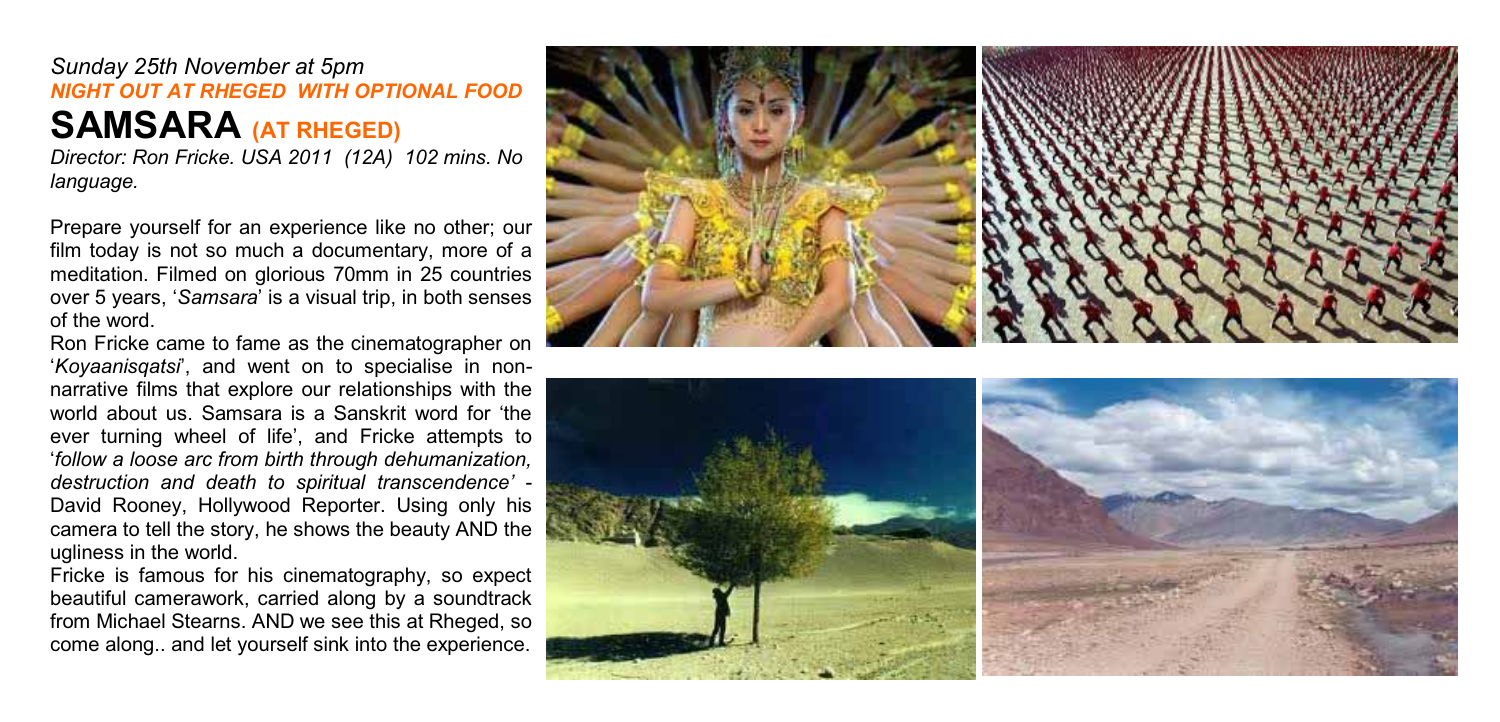*Sunday 25th November at 5pm*

***NIGHT OUT AT RHEGED WITH OPTIONAL FOOD***

# SAMSARA (AT RHEGED)

*Director: Ron Fricke. USA 2011 (12A) 102 mins. No language.*

Prepare yourself for an experience like no other; our film today is not so much a documentary, more of a meditation. Filmed on glorious 70mm in 25 countries over 5 years, '*Samsara*' is a visual trip, in both senses of the word.

Ron Fricke came to fame as the cinematographer on '*Koyaanisqatsi*', and went on to specialise in non-narrative films that explore our relationships with the world about us. Samsara is a Sanskrit word for 'the ever turning wheel of life', and Fricke attempts to '*follow a loose arc from birth through dehumanization, destruction and death to spiritual transcendence'* - David Rooney, Hollywood Reporter. Using only his camera to tell the story, he shows the beauty AND the ugliness in the world.

Fricke is famous for his cinematography, so expect beautiful camerawork, carried along by a soundtrack from Michael Stearns. AND we see this at Rheged, so come along.. and let yourself sink into the experience.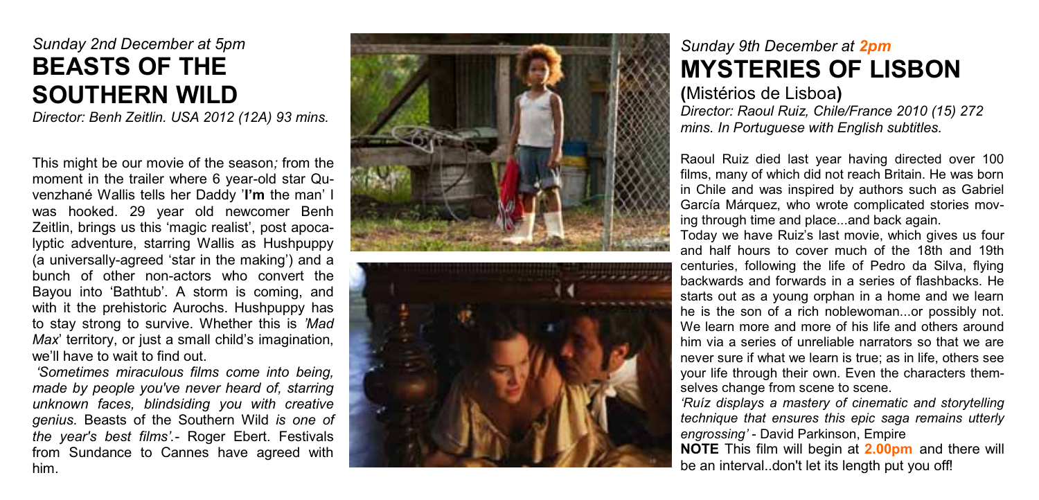*Sunday 2nd December at 5pm*

# BEASTS OF THE SOUTHERN WILD

*Director: Benh Zeitlin. USA 2012 (12A) 93 mins.*

This might be our movie of the season*;* from the moment in the trailer where 6 year-old star Quvenzhané Wallis tells her Daddy '**I'm** the man' I was hooked. 29 year old newcomer Benh Zeitlin, brings us this 'magic realist', post apocalyptic adventure, starring Wallis as Hushpuppy (a universally-agreed 'star in the making') and a bunch of other non-actors who convert the Bayou into 'Bathtub'. A storm is coming, and with it the prehistoric Aurochs. Hushpuppy has to stay strong to survive. Whether this is *'Mad Max*' territory, or just a small child's imagination, we'll have to wait to find out.

*'Sometimes miraculous films come into being, made by people you've never heard of, starring unknown faces, blindsiding you with creative genius.* Beasts of the Southern Wild *is one of the year's best films'.-* Roger Ebert. Festivals from Sundance to Cannes have agreed with him.

*Sunday 9th December at **2pm***

# MYSTERIES OF LISBON

**(**Mistérios de Lisboa**)**

*Director: Raoul Ruiz, Chile/France 2010 (15) 272 mins. In Portuguese with English subtitles.*

Raoul Ruiz died last year having directed over 100 films, many of which did not reach Britain. He was born in Chile and was inspired by authors such as Gabriel García Márquez, who wrote complicated stories moving through time and place...and back again.

Today we have Ruiz's last movie, which gives us four and half hours to cover much of the 18th and 19th centuries, following the life of Pedro da Silva, flying backwards and forwards in a series of flashbacks. He starts out as a young orphan in a home and we learn he is the son of a rich noblewoman...or possibly not. We learn more and more of his life and others around him via a series of unreliable narrators so that we are never sure if what we learn is true; as in life, others see your life through their own. Even the characters themselves change from scene to scene.

*'Ruíz displays a mastery of cinematic and storytelling technique that ensures this epic saga remains utterly engrossing'* - David Parkinson, Empire

**NOTE** This film will begin at **2.00pm** and there will be an interval..don't let its length put you off!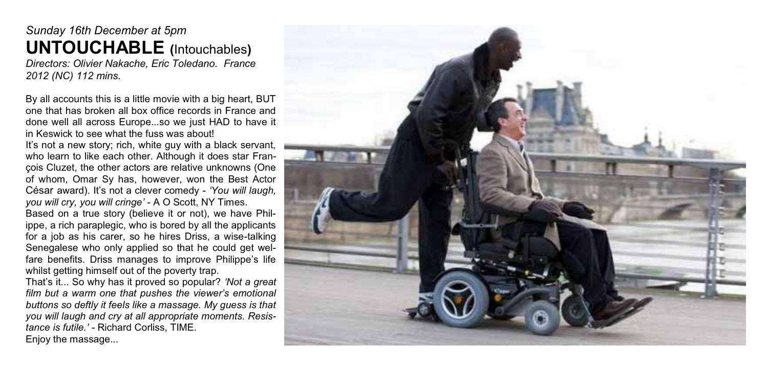*Sunday 16th December at 5pm*

# UNTOUCHABLE (Intouchables)

*Directors: Olivier Nakache, Eric Toledano. France 2012 (NC) 112 mins.*

By all accounts this is a little movie with a big heart, BUT one that has broken all box office records in France and done well all across Europe...so we just HAD to have it in Keswick to see what the fuss was about!

It's not a new story; rich, white guy with a black servant, who learn to like each other. Although it does star François Cluzet, the other actors are relative unknowns (One of whom, Omar Sy has, however, won the Best Actor César award). It's not a clever comedy - *'You will laugh, you will cry, you will cringe'* - A O Scott, NY Times.

Based on a true story (believe it or not), we have Philippe, a rich paraplegic, who is bored by all the applicants for a job as his carer, so he hires Driss, a wise-talking Senegalese who only applied so that he could get welfare benefits. Driss manages to improve Philippe's life whilst getting himself out of the poverty trap.

That's it... So why has it proved so popular? *'Not a great film but a warm one that pushes the viewer's emotional buttons so deftly it feels like a massage. My guess is that you will laugh and cry at all appropriate moments. Resistance is futile.'* - Richard Corliss, TIME.

Enjoy the massage...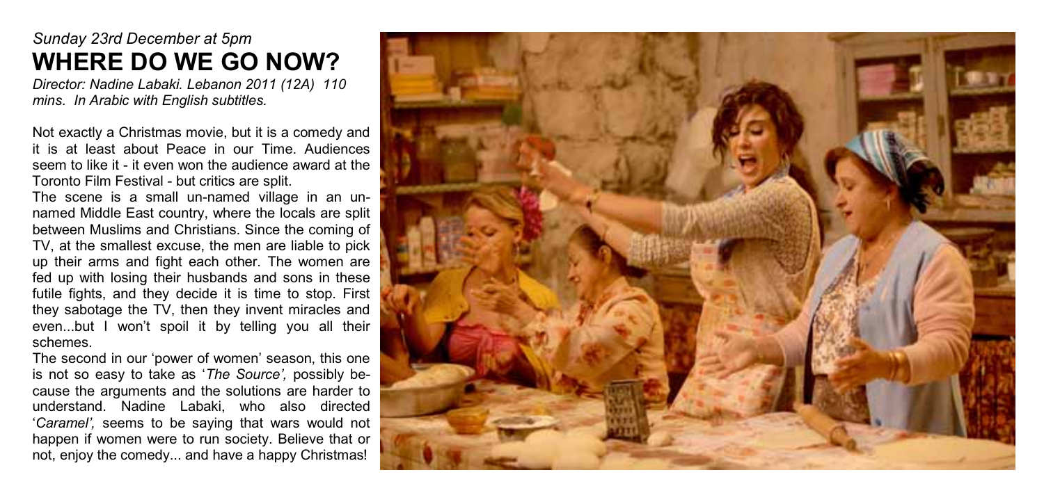*Sunday 23rd December at 5pm*

# WHERE DO WE GO NOW?

*Director: Nadine Labaki. Lebanon 2011 (12A) 110 mins. In Arabic with English subtitles.*

Not exactly a Christmas movie, but it is a comedy and it is at least about Peace in our Time. Audiences seem to like it - it even won the audience award at the Toronto Film Festival - but critics are split.

The scene is a small un-named village in an un-named Middle East country, where the locals are split between Muslims and Christians. Since the coming of TV, at the smallest excuse, the men are liable to pick up their arms and fight each other. The women are fed up with losing their husbands and sons in these futile fights, and they decide it is time to stop. First they sabotage the TV, then they invent miracles and even...but I won't spoil it by telling you all their schemes.

The second in our 'power of women' season, this one is not so easy to take as '*The Source',* possibly because the arguments and the solutions are harder to understand. Nadine Labaki, who also directed '*Caramel',* seems to be saying that wars would not happen if women were to run society. Believe that or not, enjoy the comedy... and have a happy Christmas!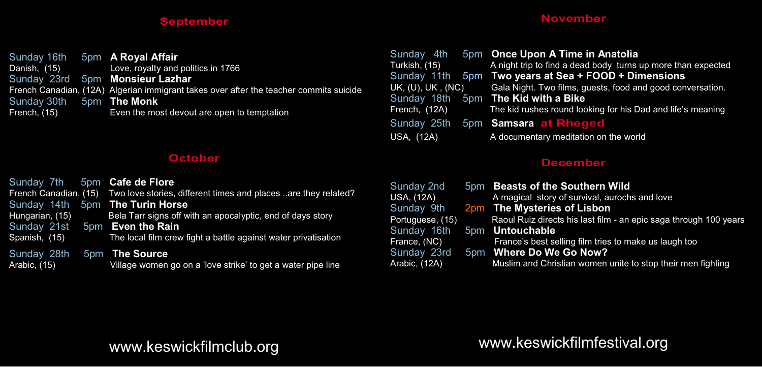## September

Sunday 16th 5pm **A Royal Affair**
Danish, (15) Love, royalty and politics in 1766

Sunday 23rd 5pm **Monsieur Lazhar**
French Canadian, (12A) Algerian immigrant takes over after the teacher commits suicide

Sunday 30th 5pm **The Monk**
French, (15) Even the most devout are open to temptation

## October

Sunday 7th 5pm **Cafe de Flore**
French Canadian, (15) Two love stories, different times and places ..are they related?

Sunday 14th 5pm **The Turin Horse**
Hungarian, (15) Bela Tarr signs off with an apocalyptic, end of days story

Sunday 21st 5pm **Even the Rain**
Spanish, (15) The local film crew fight a battle against water privatisation

Sunday 28th 5pm **The Source**
Arabic, (15) Village women go on a 'love strike' to get a water pipe line

www.keswickfilmclub.org

## November

Sunday 4th 5pm **Once Upon A Time in Anatolia**
Turkish, (15) A night trip to find a dead body turns up more than expected

Sunday 11th 5pm **Two years at Sea + FOOD + Dimensions**
UK, (U), UK , (NC) Gala Night. Two films, guests, food and good conversation.

Sunday 18th 5pm **The Kid with a Bike**
French, (12A) The kid rushes round looking for his Dad and life's meaning

Sunday 25th 5pm **Samsara at Rheged**
USA, (12A) A documentary meditation on the world

## December

Sunday 2nd 5pm **Beasts of the Southern Wild**
USA, (12A) A magical story of survival, aurochs and love

Sunday 9th 2pm **The Mysteries of Lisbon**
Portuguese, (15) Raoul Ruiz directs his last film - an epic saga through 100 years

Sunday 16th 5pm **Untouchable**
France, (NC) France's best selling film tries to make us laugh too

Sunday 23rd 5pm **Where Do We Go Now?**
Arabic, (12A) Muslim and Christian women unite to stop their men fighting

www.keswickfilmfestival.org